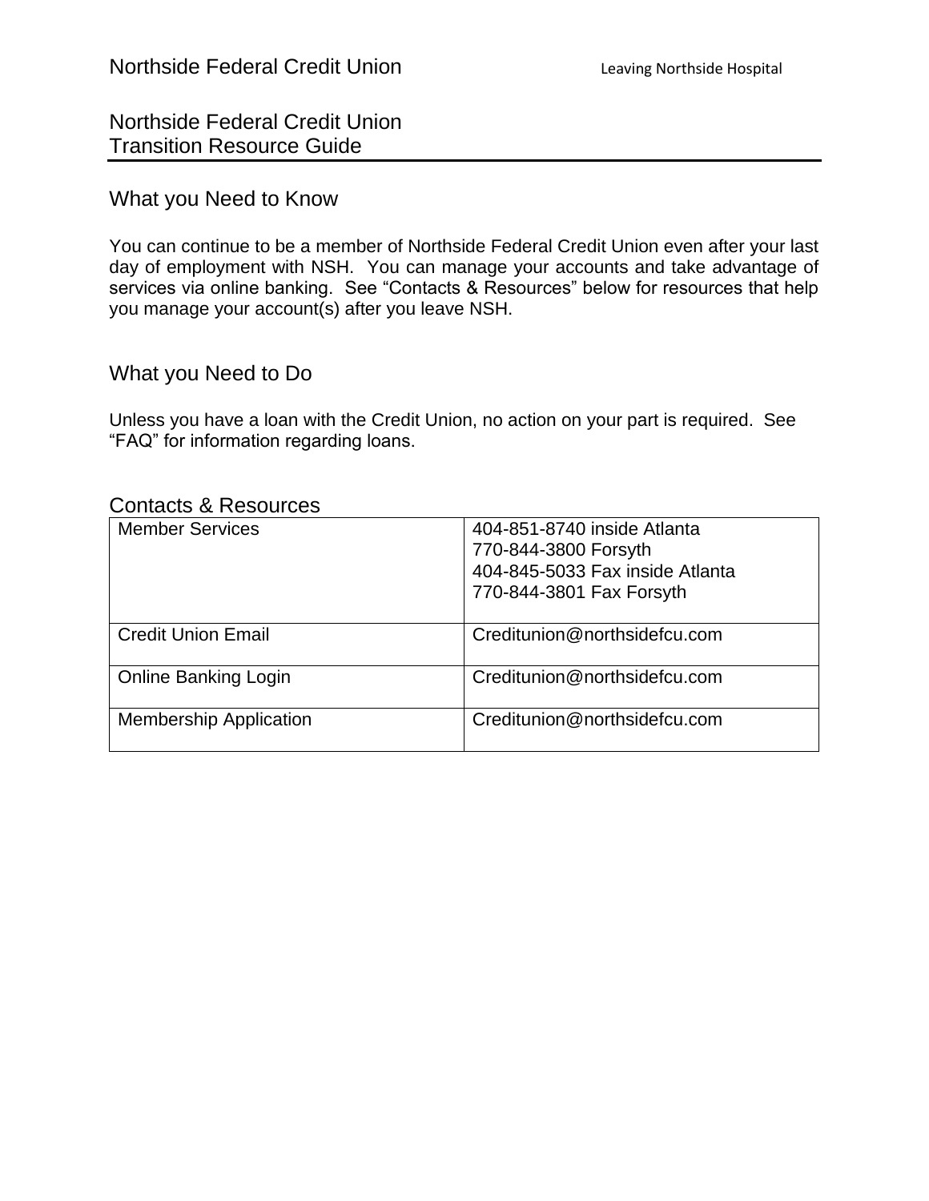# Northside Federal Credit Union
# Transition Resource Guide

## What you Need to Know

You can continue to be a member of Northside Federal Credit Union even after your last day of employment with NSH. You can manage your accounts and take advantage of services via online banking. See "Contacts & Resources" below for resources that help you manage your account(s) after you leave NSH.

## What you Need to Do

Unless you have a loan with the Credit Union, no action on your part is required. See "FAQ" for information regarding loans.

## Contacts & Resources

| | |
|---|---|
| Member Services | 404-851-8740 inside Atlanta<br>770-844-3800 Forsyth<br>404-845-5033 Fax inside Atlanta<br>770-844-3801 Fax Forsyth |
| Credit Union Email | Creditunion@northsidefcu.com |
| Online Banking Login | Creditunion@northsidefcu.com |
| Membership Application | Creditunion@northsidefcu.com |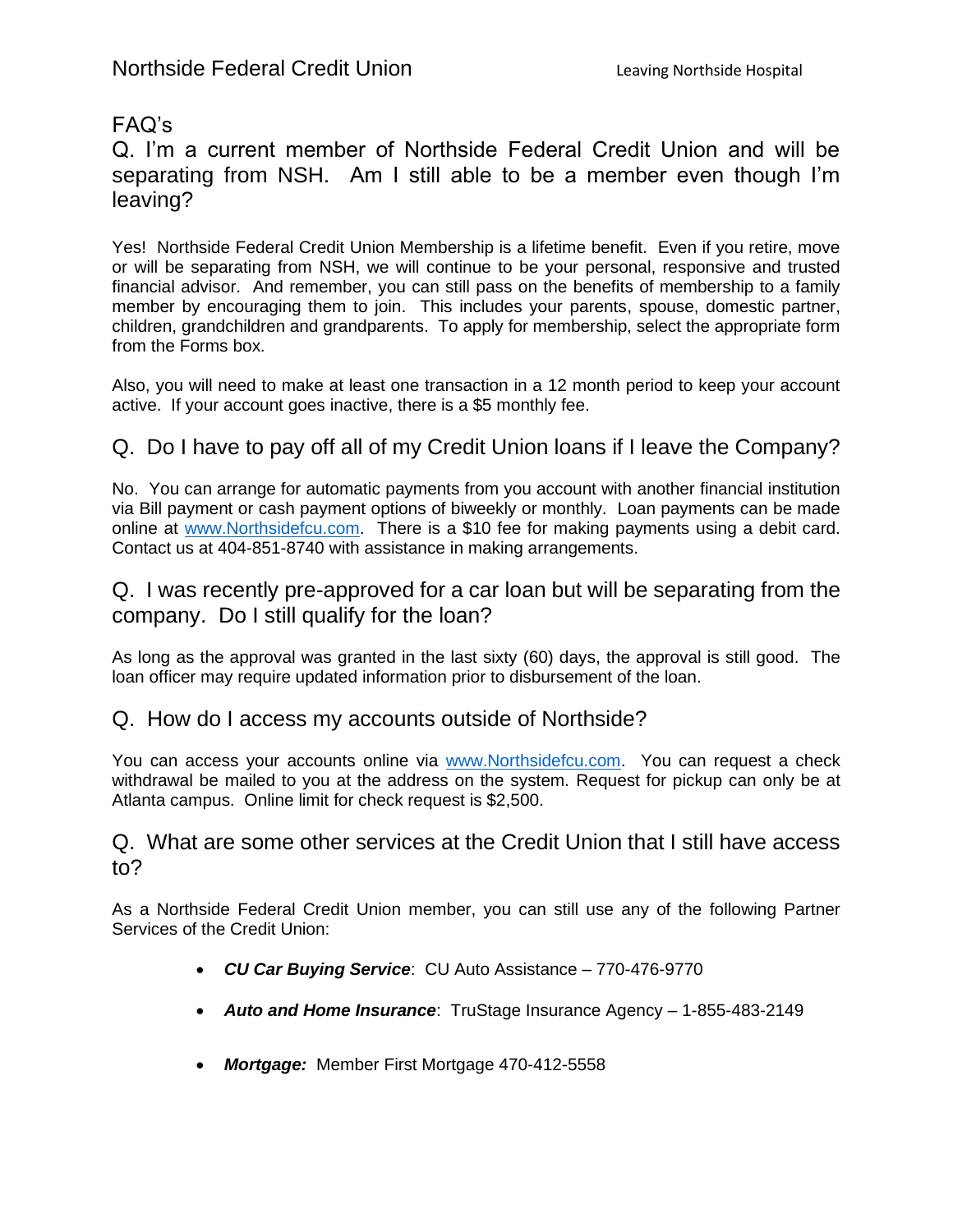# FAQ's

## Q. I'm a current member of Northside Federal Credit Union and will be separating from NSH. Am I still able to be a member even though I'm leaving?

Yes! Northside Federal Credit Union Membership is a lifetime benefit. Even if you retire, move or will be separating from NSH, we will continue to be your personal, responsive and trusted financial advisor. And remember, you can still pass on the benefits of membership to a family member by encouraging them to join. This includes your parents, spouse, domestic partner, children, grandchildren and grandparents. To apply for membership, select the appropriate form from the Forms box.

Also, you will need to make at least one transaction in a 12 month period to keep your account active. If your account goes inactive, there is a $5 monthly fee.

## Q. Do I have to pay off all of my Credit Union loans if I leave the Company?

No. You can arrange for automatic payments from you account with another financial institution via Bill payment or cash payment options of biweekly or monthly. Loan payments can be made online at [www.Northsidefcu.com](http://www.Northsidefcu.com). There is a $10 fee for making payments using a debit card. Contact us at 404-851-8740 with assistance in making arrangements.

## Q. I was recently pre-approved for a car loan but will be separating from the company. Do I still qualify for the loan?

As long as the approval was granted in the last sixty (60) days, the approval is still good. The loan officer may require updated information prior to disbursement of the loan.

## Q. How do I access my accounts outside of Northside?

You can access your accounts online via [www.Northsidefcu.com](http://www.Northsidefcu.com). You can request a check withdrawal be mailed to you at the address on the system. Request for pickup can only be at Atlanta campus. Online limit for check request is $2,500.

## Q. What are some other services at the Credit Union that I still have access to?

As a Northside Federal Credit Union member, you can still use any of the following Partner Services of the Credit Union:

- ***CU Car Buying Service***: CU Auto Assistance – 770-476-9770
- ***Auto and Home Insurance***: TruStage Insurance Agency – 1-855-483-2149
- ***Mortgage:*** Member First Mortgage 470-412-5558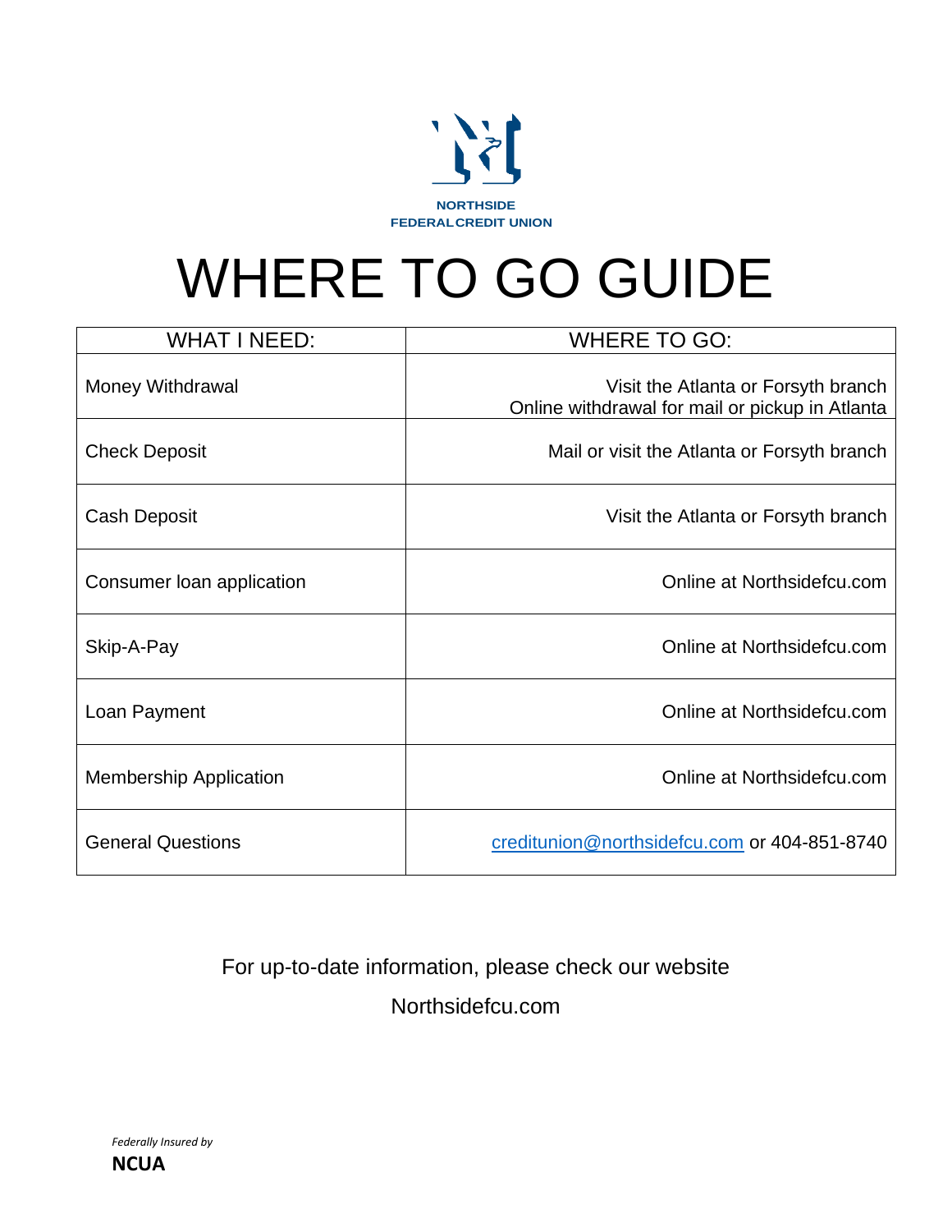NORTHSIDE
FEDERAL CREDIT UNION

# WHERE TO GO GUIDE

| WHAT I NEED: | WHERE TO GO: |
|---|---|
| Money Withdrawal | Visit the Atlanta or Forsyth branch<br>Online withdrawal for mail or pickup in Atlanta |
| Check Deposit | Mail or visit the Atlanta or Forsyth branch |
| Cash Deposit | Visit the Atlanta or Forsyth branch |
| Consumer loan application | Online at Northsidefcu.com |
| Skip-A-Pay | Online at Northsidefcu.com |
| Loan Payment | Online at Northsidefcu.com |
| Membership Application | Online at Northsidefcu.com |
| General Questions | creditunion@northsidefcu.com or 404-851-8740 |

For up-to-date information, please check our website

Northsidefcu.com

*Federally Insured by*

**NCUA**